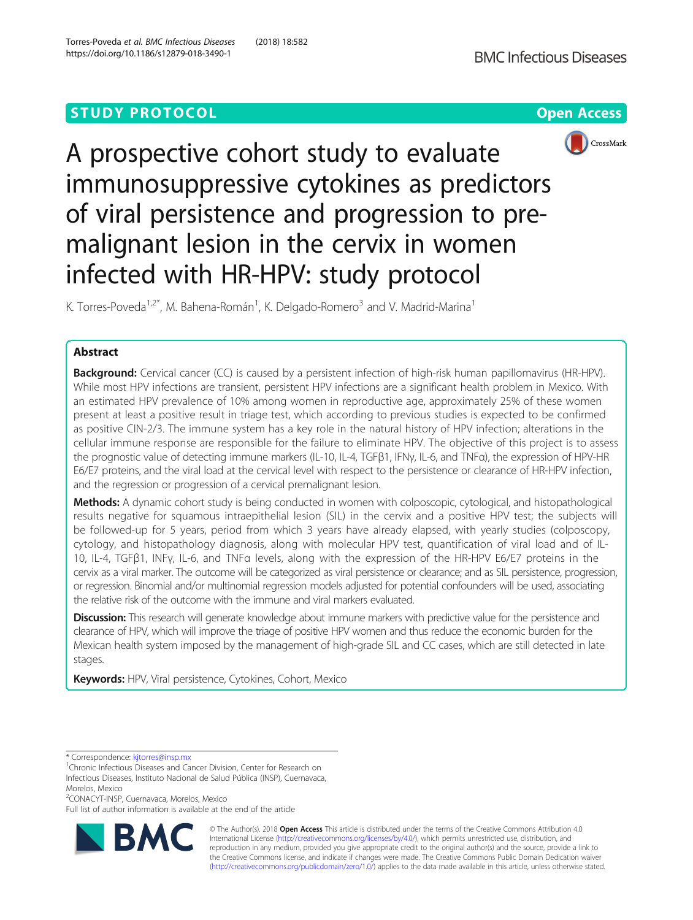STUDY PROTOCOL

Open Access

# A prospective cohort study to evaluate immunosuppressive cytokines as predictors of viral persistence and progression to pre-malignant lesion in the cervix in women infected with HR-HPV: study protocol

K. Torres-Poveda[1,2*], M. Bahena-Román[1], K. Delgado-Romero[3] and V. Madrid-Marina[1]

## Abstract

**Background:** Cervical cancer (CC) is caused by a persistent infection of high-risk human papillomavirus (HR-HPV). While most HPV infections are transient, persistent HPV infections are a significant health problem in Mexico. With an estimated HPV prevalence of 10% among women in reproductive age, approximately 25% of these women present at least a positive result in triage test, which according to previous studies is expected to be confirmed as positive CIN-2/3. The immune system has a key role in the natural history of HPV infection; alterations in the cellular immune response are responsible for the failure to eliminate HPV. The objective of this project is to assess the prognostic value of detecting immune markers (IL-10, IL-4, TGFβ1, IFNγ, IL-6, and TNFα), the expression of HPV-HR E6/E7 proteins, and the viral load at the cervical level with respect to the persistence or clearance of HR-HPV infection, and the regression or progression of a cervical premalignant lesion.

**Methods:** A dynamic cohort study is being conducted in women with colposcopic, cytological, and histopathological results negative for squamous intraepithelial lesion (SIL) in the cervix and a positive HPV test; the subjects will be followed-up for 5 years, period from which 3 years have already elapsed, with yearly studies (colposcopy, cytology, and histopathology diagnosis, along with molecular HPV test, quantification of viral load and of IL-10, IL-4, TGFβ1, INFγ, IL-6, and TNFα levels, along with the expression of the HR-HPV E6/E7 proteins in the cervix as a viral marker. The outcome will be categorized as viral persistence or clearance; and as SIL persistence, progression, or regression. Binomial and/or multinomial regression models adjusted for potential confounders will be used, associating the relative risk of the outcome with the immune and viral markers evaluated.

**Discussion:** This research will generate knowledge about immune markers with predictive value for the persistence and clearance of HPV, which will improve the triage of positive HPV women and thus reduce the economic burden for the Mexican health system imposed by the management of high-grade SIL and CC cases, which are still detected in late stages.

**Keywords:** HPV, Viral persistence, Cytokines, Cohort, Mexico

---

* Correspondence: kjtorres@insp.mx

[1]Chronic Infectious Diseases and Cancer Division, Center for Research on Infectious Diseases, Instituto Nacional de Salud Pública (INSP), Cuernavaca, Morelos, Mexico

[2]CONACYT-INSP, Cuernavaca, Morelos, Mexico

Full list of author information is available at the end of the article

© The Author(s). 2018 **Open Access** This article is distributed under the terms of the Creative Commons Attribution 4.0 International License (http://creativecommons.org/licenses/by/4.0/), which permits unrestricted use, distribution, and reproduction in any medium, provided you give appropriate credit to the original author(s) and the source, provide a link to the Creative Commons license, and indicate if changes were made. The Creative Commons Public Domain Dedication waiver (http://creativecommons.org/publicdomain/zero/1.0/) applies to the data made available in this article, unless otherwise stated.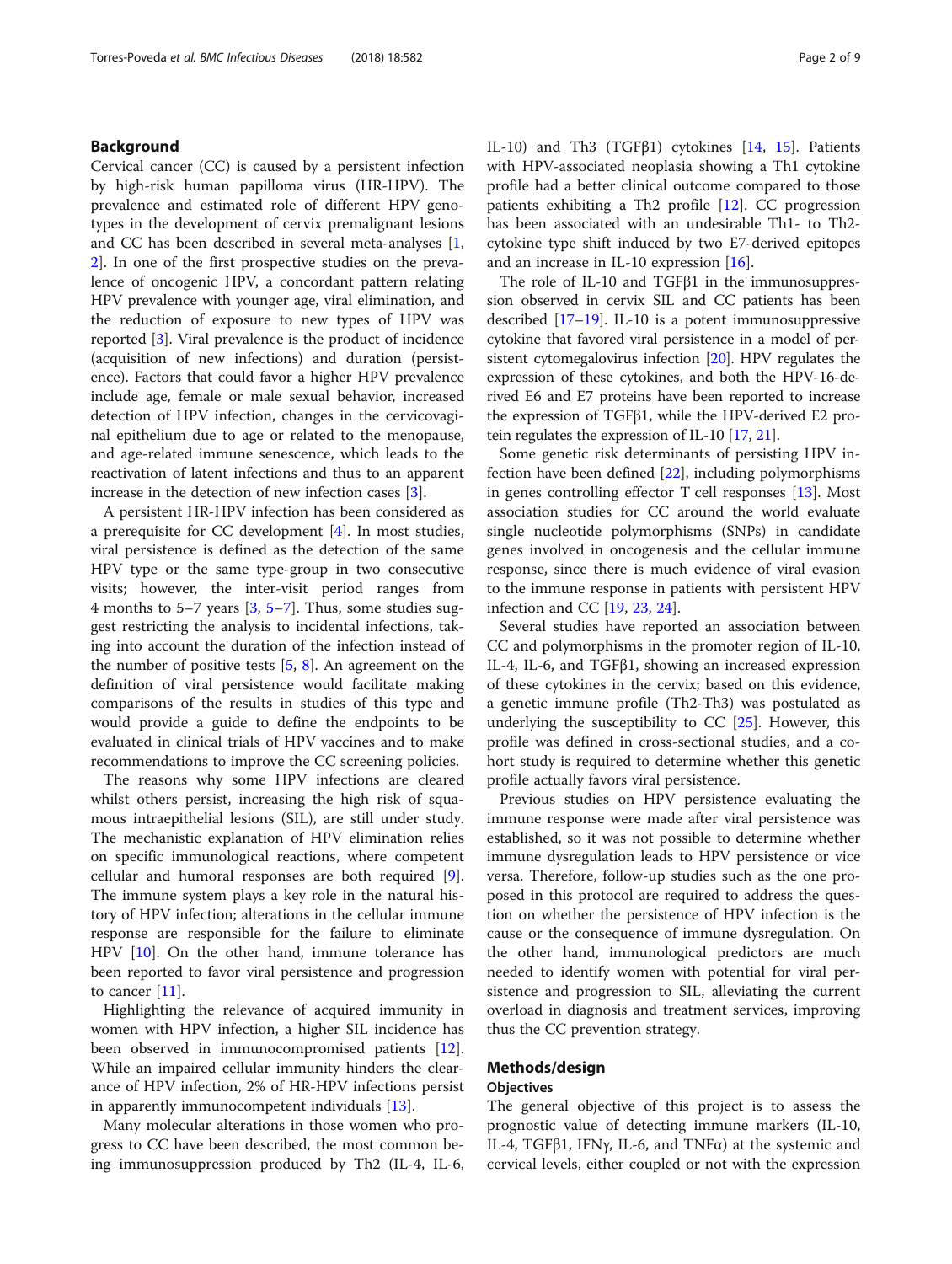## Background

Cervical cancer (CC) is caused by a persistent infection by high-risk human papilloma virus (HR-HPV). The prevalence and estimated role of different HPV genotypes in the development of cervix premalignant lesions and CC has been described in several meta-analyses [1, 2]. In one of the first prospective studies on the prevalence of oncogenic HPV, a concordant pattern relating HPV prevalence with younger age, viral elimination, and the reduction of exposure to new types of HPV was reported [3]. Viral prevalence is the product of incidence (acquisition of new infections) and duration (persistence). Factors that could favor a higher HPV prevalence include age, female or male sexual behavior, increased detection of HPV infection, changes in the cervicovaginal epithelium due to age or related to the menopause, and age-related immune senescence, which leads to the reactivation of latent infections and thus to an apparent increase in the detection of new infection cases [3].

A persistent HR-HPV infection has been considered as a prerequisite for CC development [4]. In most studies, viral persistence is defined as the detection of the same HPV type or the same type-group in two consecutive visits; however, the inter-visit period ranges from 4 months to 5–7 years [3, 5–7]. Thus, some studies suggest restricting the analysis to incidental infections, taking into account the duration of the infection instead of the number of positive tests [5, 8]. An agreement on the definition of viral persistence would facilitate making comparisons of the results in studies of this type and would provide a guide to define the endpoints to be evaluated in clinical trials of HPV vaccines and to make recommendations to improve the CC screening policies.

The reasons why some HPV infections are cleared whilst others persist, increasing the high risk of squamous intraepithelial lesions (SIL), are still under study. The mechanistic explanation of HPV elimination relies on specific immunological reactions, where competent cellular and humoral responses are both required [9]. The immune system plays a key role in the natural history of HPV infection; alterations in the cellular immune response are responsible for the failure to eliminate HPV [10]. On the other hand, immune tolerance has been reported to favor viral persistence and progression to cancer [11].

Highlighting the relevance of acquired immunity in women with HPV infection, a higher SIL incidence has been observed in immunocompromised patients [12]. While an impaired cellular immunity hinders the clearance of HPV infection, 2% of HR-HPV infections persist in apparently immunocompetent individuals [13].

Many molecular alterations in those women who progress to CC have been described, the most common being immunosuppression produced by Th2 (IL-4, IL-6, IL-10) and Th3 (TGFβ1) cytokines [14, 15]. Patients with HPV-associated neoplasia showing a Th1 cytokine profile had a better clinical outcome compared to those patients exhibiting a Th2 profile [12]. CC progression has been associated with an undesirable Th1- to Th2-cytokine type shift induced by two E7-derived epitopes and an increase in IL-10 expression [16].

The role of IL-10 and TGFβ1 in the immunosuppression observed in cervix SIL and CC patients has been described [17–19]. IL-10 is a potent immunosuppressive cytokine that favored viral persistence in a model of persistent cytomegalovirus infection [20]. HPV regulates the expression of these cytokines, and both the HPV-16-derived E6 and E7 proteins have been reported to increase the expression of TGFβ1, while the HPV-derived E2 protein regulates the expression of IL-10 [17, 21].

Some genetic risk determinants of persisting HPV infection have been defined [22], including polymorphisms in genes controlling effector T cell responses [13]. Most association studies for CC around the world evaluate single nucleotide polymorphisms (SNPs) in candidate genes involved in oncogenesis and the cellular immune response, since there is much evidence of viral evasion to the immune response in patients with persistent HPV infection and CC [19, 23, 24].

Several studies have reported an association between CC and polymorphisms in the promoter region of IL-10, IL-4, IL-6, and TGFβ1, showing an increased expression of these cytokines in the cervix; based on this evidence, a genetic immune profile (Th2-Th3) was postulated as underlying the susceptibility to CC [25]. However, this profile was defined in cross-sectional studies, and a cohort study is required to determine whether this genetic profile actually favors viral persistence.

Previous studies on HPV persistence evaluating the immune response were made after viral persistence was established, so it was not possible to determine whether immune dysregulation leads to HPV persistence or vice versa. Therefore, follow-up studies such as the one proposed in this protocol are required to address the question on whether the persistence of HPV infection is the cause or the consequence of immune dysregulation. On the other hand, immunological predictors are much needed to identify women with potential for viral persistence and progression to SIL, alleviating the current overload in diagnosis and treatment services, improving thus the CC prevention strategy.

## Methods/design

### Objectives

The general objective of this project is to assess the prognostic value of detecting immune markers (IL-10, IL-4, TGFβ1, IFNγ, IL-6, and TNFα) at the systemic and cervical levels, either coupled or not with the expression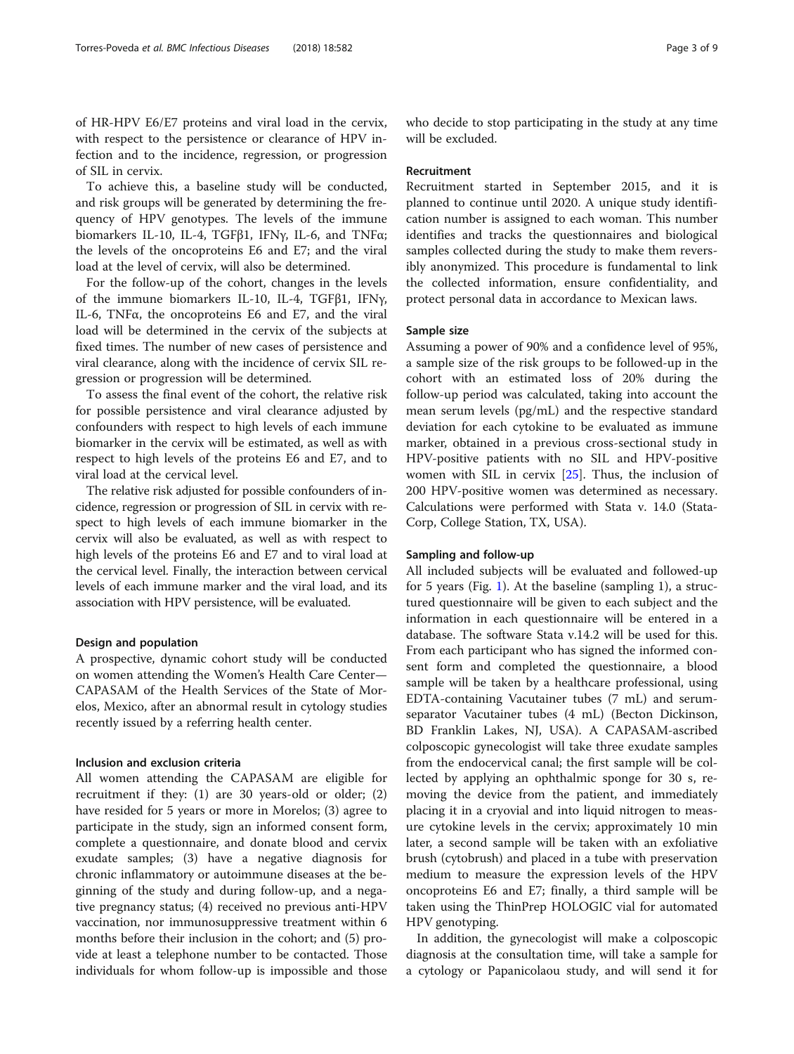of HR-HPV E6/E7 proteins and viral load in the cervix, with respect to the persistence or clearance of HPV infection and to the incidence, regression, or progression of SIL in cervix.

To achieve this, a baseline study will be conducted, and risk groups will be generated by determining the frequency of HPV genotypes. The levels of the immune biomarkers IL-10, IL-4, TGFβ1, IFNγ, IL-6, and TNFα; the levels of the oncoproteins E6 and E7; and the viral load at the level of cervix, will also be determined.

For the follow-up of the cohort, changes in the levels of the immune biomarkers IL-10, IL-4, TGFβ1, IFNγ, IL-6, TNFα, the oncoproteins E6 and E7, and the viral load will be determined in the cervix of the subjects at fixed times. The number of new cases of persistence and viral clearance, along with the incidence of cervix SIL regression or progression will be determined.

To assess the final event of the cohort, the relative risk for possible persistence and viral clearance adjusted by confounders with respect to high levels of each immune biomarker in the cervix will be estimated, as well as with respect to high levels of the proteins E6 and E7, and to viral load at the cervical level.

The relative risk adjusted for possible confounders of incidence, regression or progression of SIL in cervix with respect to high levels of each immune biomarker in the cervix will also be evaluated, as well as with respect to high levels of the proteins E6 and E7 and to viral load at the cervical level. Finally, the interaction between cervical levels of each immune marker and the viral load, and its association with HPV persistence, will be evaluated.

### Design and population

A prospective, dynamic cohort study will be conducted on women attending the Women's Health Care Center—CAPASAM of the Health Services of the State of Morelos, Mexico, after an abnormal result in cytology studies recently issued by a referring health center.

### Inclusion and exclusion criteria

All women attending the CAPASAM are eligible for recruitment if they: (1) are 30 years-old or older; (2) have resided for 5 years or more in Morelos; (3) agree to participate in the study, sign an informed consent form, complete a questionnaire, and donate blood and cervix exudate samples; (3) have a negative diagnosis for chronic inflammatory or autoimmune diseases at the beginning of the study and during follow-up, and a negative pregnancy status; (4) received no previous anti-HPV vaccination, nor immunosuppressive treatment within 6 months before their inclusion in the cohort; and (5) provide at least a telephone number to be contacted. Those individuals for whom follow-up is impossible and those who decide to stop participating in the study at any time will be excluded.

### Recruitment

Recruitment started in September 2015, and it is planned to continue until 2020. A unique study identification number is assigned to each woman. This number identifies and tracks the questionnaires and biological samples collected during the study to make them reversibly anonymized. This procedure is fundamental to link the collected information, ensure confidentiality, and protect personal data in accordance to Mexican laws.

### Sample size

Assuming a power of 90% and a confidence level of 95%, a sample size of the risk groups to be followed-up in the cohort with an estimated loss of 20% during the follow-up period was calculated, taking into account the mean serum levels (pg/mL) and the respective standard deviation for each cytokine to be evaluated as immune marker, obtained in a previous cross-sectional study in HPV-positive patients with no SIL and HPV-positive women with SIL in cervix [25]. Thus, the inclusion of 200 HPV-positive women was determined as necessary. Calculations were performed with Stata v. 14.0 (StataCorp, College Station, TX, USA).

### Sampling and follow-up

All included subjects will be evaluated and followed-up for 5 years (Fig. 1). At the baseline (sampling 1), a structured questionnaire will be given to each subject and the information in each questionnaire will be entered in a database. The software Stata v.14.2 will be used for this. From each participant who has signed the informed consent form and completed the questionnaire, a blood sample will be taken by a healthcare professional, using EDTA-containing Vacutainer tubes (7 mL) and serum-separator Vacutainer tubes (4 mL) (Becton Dickinson, BD Franklin Lakes, NJ, USA). A CAPASAM-ascribed colposcopic gynecologist will take three exudate samples from the endocervical canal; the first sample will be collected by applying an ophthalmic sponge for 30 s, removing the device from the patient, and immediately placing it in a cryovial and into liquid nitrogen to measure cytokine levels in the cervix; approximately 10 min later, a second sample will be taken with an exfoliative brush (cytobrush) and placed in a tube with preservation medium to measure the expression levels of the HPV oncoproteins E6 and E7; finally, a third sample will be taken using the ThinPrep HOLOGIC vial for automated HPV genotyping.

In addition, the gynecologist will make a colposcopic diagnosis at the consultation time, will take a sample for a cytology or Papanicolaou study, and will send it for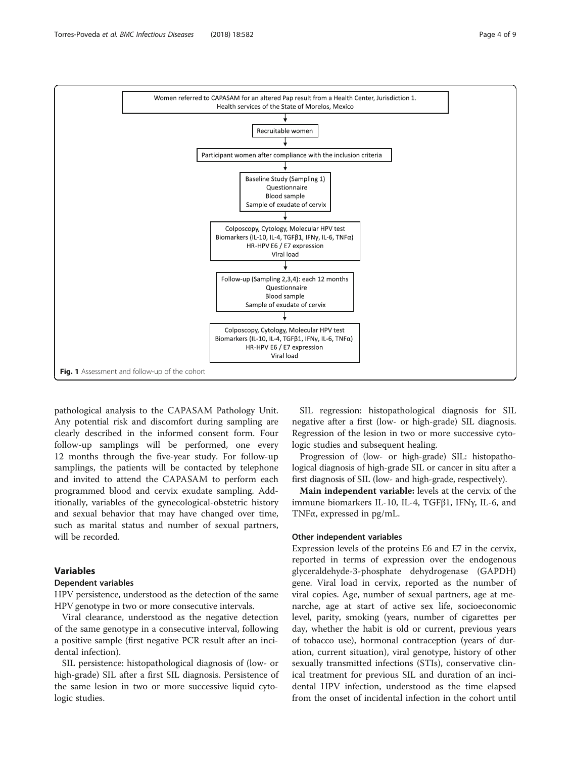Women referred to CAPASAM for an altered Pap result from a Health Center, Jurisdiction 1. Health services of the State of Morelos, Mexico

↓

Recruitable women

↓

Participant women after compliance with the inclusion criteria

↓

Baseline Study (Sampling 1)
Questionnaire
Blood sample
Sample of exudate of cervix

↓

Colposcopy, Cytology, Molecular HPV test
Biomarkers (IL-10, IL-4, TGFβ1, IFNγ, IL-6, TNFα)
HR-HPV E6 / E7 expression
Viral load

↓

Follow-up (Sampling 2,3,4): each 12 months
Questionnaire
Blood sample
Sample of exudate of cervix

↓

Colposcopy, Cytology, Molecular HPV test
Biomarkers (IL-10, IL-4, TGFβ1, IFNγ, IL-6, TNFα)
HR-HPV E6 / E7 expression
Viral load

**Fig. 1** Assessment and follow-up of the cohort

pathological analysis to the CAPASAM Pathology Unit. Any potential risk and discomfort during sampling are clearly described in the informed consent form. Four follow-up samplings will be performed, one every 12 months through the five-year study. For follow-up samplings, the patients will be contacted by telephone and invited to attend the CAPASAM to perform each programmed blood and cervix exudate sampling. Additionally, variables of the gynecological-obstetric history and sexual behavior that may have changed over time, such as marital status and number of sexual partners, will be recorded.

## Variables

### Dependent variables

HPV persistence, understood as the detection of the same HPV genotype in two or more consecutive intervals.

Viral clearance, understood as the negative detection of the same genotype in a consecutive interval, following a positive sample (first negative PCR result after an incidental infection).

SIL persistence: histopathological diagnosis of (low- or high-grade) SIL after a first SIL diagnosis. Persistence of the same lesion in two or more successive liquid cytologic studies.

SIL regression: histopathological diagnosis for SIL negative after a first (low- or high-grade) SIL diagnosis. Regression of the lesion in two or more successive cytologic studies and subsequent healing.

Progression of (low- or high-grade) SIL: histopathological diagnosis of high-grade SIL or cancer in situ after a first diagnosis of SIL (low- and high-grade, respectively).

**Main independent variable:** levels at the cervix of the immune biomarkers IL-10, IL-4, TGFβ1, IFNγ, IL-6, and TNFα, expressed in pg/mL.

### Other independent variables

Expression levels of the proteins E6 and E7 in the cervix, reported in terms of expression over the endogenous glyceraldehyde-3-phosphate dehydrogenase (GAPDH) gene. Viral load in cervix, reported as the number of viral copies. Age, number of sexual partners, age at menarche, age at start of active sex life, socioeconomic level, parity, smoking (years, number of cigarettes per day, whether the habit is old or current, previous years of tobacco use), hormonal contraception (years of duration, current situation), viral genotype, history of other sexually transmitted infections (STIs), conservative clinical treatment for previous SIL and duration of an incidental HPV infection, understood as the time elapsed from the onset of incidental infection in the cohort until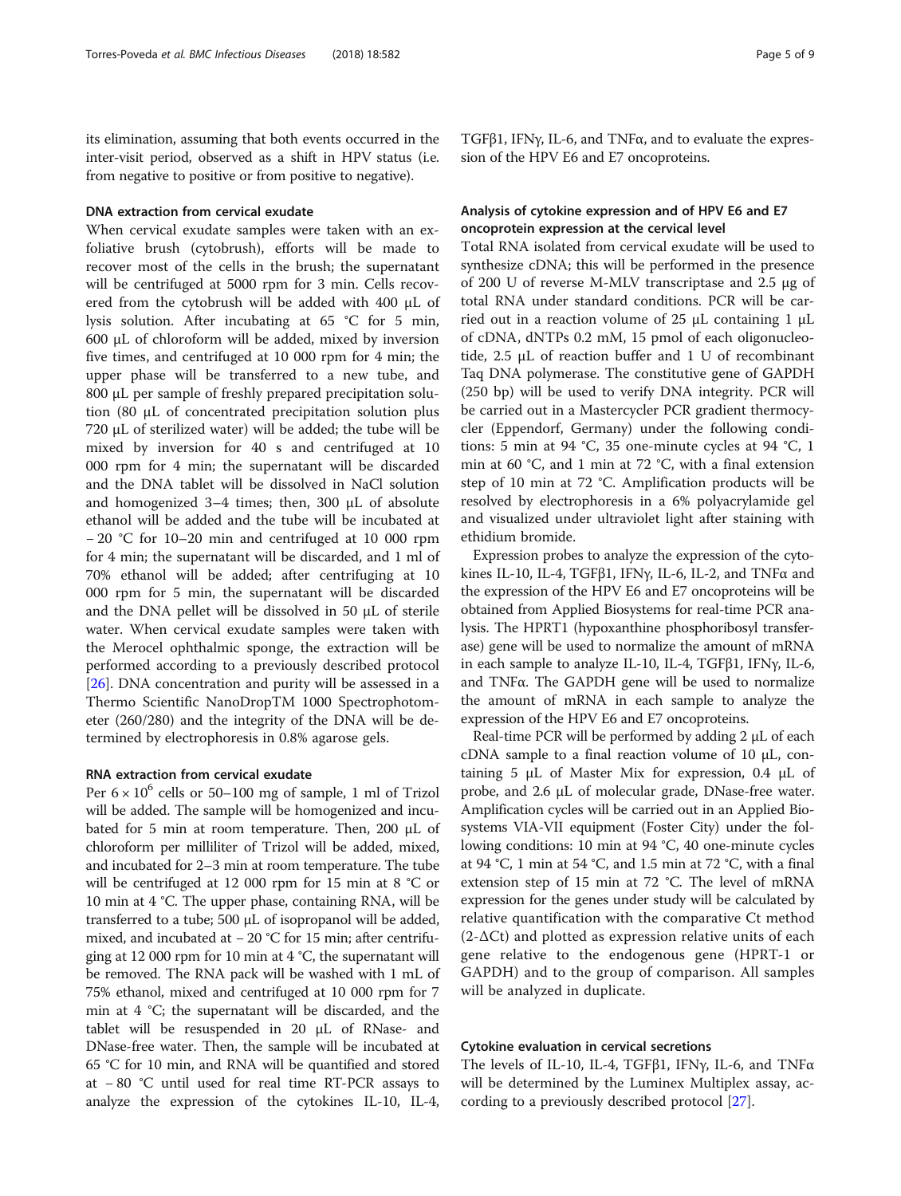its elimination, assuming that both events occurred in the inter-visit period, observed as a shift in HPV status (i.e. from negative to positive or from positive to negative).

### DNA extraction from cervical exudate

When cervical exudate samples were taken with an exfoliative brush (cytobrush), efforts will be made to recover most of the cells in the brush; the supernatant will be centrifuged at 5000 rpm for 3 min. Cells recovered from the cytobrush will be added with 400 μL of lysis solution. After incubating at 65 °C for 5 min, 600 μL of chloroform will be added, mixed by inversion five times, and centrifuged at 10 000 rpm for 4 min; the upper phase will be transferred to a new tube, and 800 μL per sample of freshly prepared precipitation solution (80 μL of concentrated precipitation solution plus 720 μL of sterilized water) will be added; the tube will be mixed by inversion for 40 s and centrifuged at 10 000 rpm for 4 min; the supernatant will be discarded and the DNA tablet will be dissolved in NaCl solution and homogenized 3–4 times; then, 300 μL of absolute ethanol will be added and the tube will be incubated at − 20 °C for 10–20 min and centrifuged at 10 000 rpm for 4 min; the supernatant will be discarded, and 1 ml of 70% ethanol will be added; after centrifuging at 10 000 rpm for 5 min, the supernatant will be discarded and the DNA pellet will be dissolved in 50 μL of sterile water. When cervical exudate samples were taken with the Merocel ophthalmic sponge, the extraction will be performed according to a previously described protocol [26]. DNA concentration and purity will be assessed in a Thermo Scientific NanoDropTM 1000 Spectrophotometer (260/280) and the integrity of the DNA will be determined by electrophoresis in 0.8% agarose gels.

### RNA extraction from cervical exudate

Per $6 \times 10^6$ cells or 50–100 mg of sample, 1 ml of Trizol will be added. The sample will be homogenized and incubated for 5 min at room temperature. Then, 200 μL of chloroform per milliliter of Trizol will be added, mixed, and incubated for 2–3 min at room temperature. The tube will be centrifuged at 12 000 rpm for 15 min at 8 °C or 10 min at 4 °C. The upper phase, containing RNA, will be transferred to a tube; 500 μL of isopropanol will be added, mixed, and incubated at − 20 °C for 15 min; after centrifuging at 12 000 rpm for 10 min at 4 °C, the supernatant will be removed. The RNA pack will be washed with 1 mL of 75% ethanol, mixed and centrifuged at 10 000 rpm for 7 min at 4 °C; the supernatant will be discarded, and the tablet will be resuspended in 20 μL of RNase- and DNase-free water. Then, the sample will be incubated at 65 °C for 10 min, and RNA will be quantified and stored at − 80 °C until used for real time RT-PCR assays to analyze the expression of the cytokines IL-10, IL-4, TGFβ1, IFNγ, IL-6, and TNFα, and to evaluate the expression of the HPV E6 and E7 oncoproteins.

### Analysis of cytokine expression and of HPV E6 and E7 oncoprotein expression at the cervical level

Total RNA isolated from cervical exudate will be used to synthesize cDNA; this will be performed in the presence of 200 U of reverse M-MLV transcriptase and 2.5 μg of total RNA under standard conditions. PCR will be carried out in a reaction volume of 25 μL containing 1 μL of cDNA, dNTPs 0.2 mM, 15 pmol of each oligonucleotide, 2.5 μL of reaction buffer and 1 U of recombinant Taq DNA polymerase. The constitutive gene of GAPDH (250 bp) will be used to verify DNA integrity. PCR will be carried out in a Mastercycler PCR gradient thermocycler (Eppendorf, Germany) under the following conditions: 5 min at 94 °C, 35 one-minute cycles at 94 °C, 1 min at 60 °C, and 1 min at 72 °C, with a final extension step of 10 min at 72 °C. Amplification products will be resolved by electrophoresis in a 6% polyacrylamide gel and visualized under ultraviolet light after staining with ethidium bromide.

Expression probes to analyze the expression of the cytokines IL-10, IL-4, TGFβ1, IFNγ, IL-6, IL-2, and TNFα and the expression of the HPV E6 and E7 oncoproteins will be obtained from Applied Biosystems for real-time PCR analysis. The HPRT1 (hypoxanthine phosphoribosyl transferase) gene will be used to normalize the amount of mRNA in each sample to analyze IL-10, IL-4, TGFβ1, IFNγ, IL-6, and TNFα. The GAPDH gene will be used to normalize the amount of mRNA in each sample to analyze the expression of the HPV E6 and E7 oncoproteins.

Real-time PCR will be performed by adding 2 μL of each cDNA sample to a final reaction volume of 10 μL, containing 5 μL of Master Mix for expression, 0.4 μL of probe, and 2.6 μL of molecular grade, DNase-free water. Amplification cycles will be carried out in an Applied Biosystems VIA-VII equipment (Foster City) under the following conditions: 10 min at 94 °C, 40 one-minute cycles at 94 °C, 1 min at 54 °C, and 1.5 min at 72 °C, with a final extension step of 15 min at 72 °C. The level of mRNA expression for the genes under study will be calculated by relative quantification with the comparative Ct method ($2^{-\Delta Ct}$) and plotted as expression relative units of each gene relative to the endogenous gene (HPRT-1 or GAPDH) and to the group of comparison. All samples will be analyzed in duplicate.

### Cytokine evaluation in cervical secretions

The levels of IL-10, IL-4, TGFβ1, IFNγ, IL-6, and TNFα will be determined by the Luminex Multiplex assay, according to a previously described protocol [27].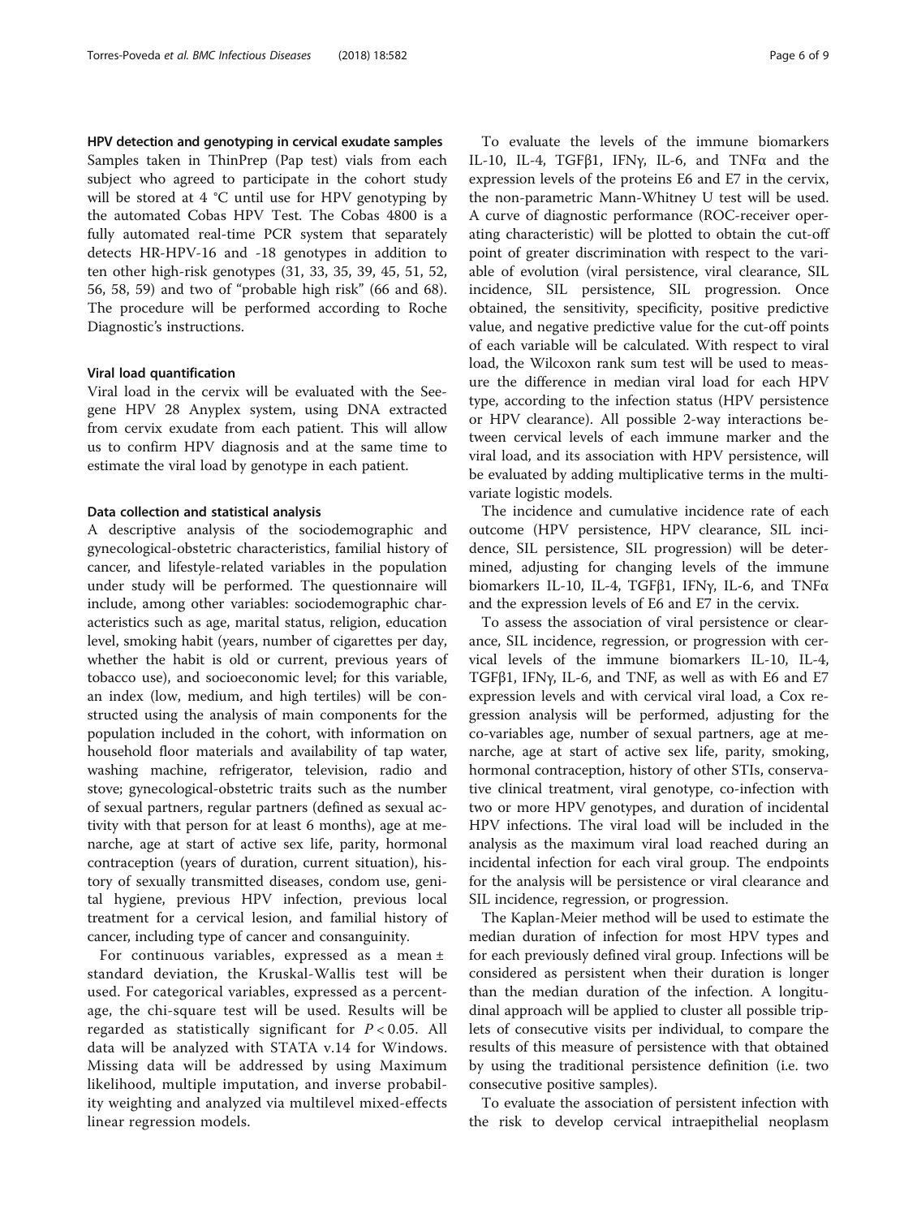#### HPV detection and genotyping in cervical exudate samples

Samples taken in ThinPrep (Pap test) vials from each subject who agreed to participate in the cohort study will be stored at 4 °C until use for HPV genotyping by the automated Cobas HPV Test. The Cobas 4800 is a fully automated real-time PCR system that separately detects HR-HPV-16 and -18 genotypes in addition to ten other high-risk genotypes (31, 33, 35, 39, 45, 51, 52, 56, 58, 59) and two of "probable high risk" (66 and 68). The procedure will be performed according to Roche Diagnostic's instructions.

#### Viral load quantification

Viral load in the cervix will be evaluated with the Seegene HPV 28 Anyplex system, using DNA extracted from cervix exudate from each patient. This will allow us to confirm HPV diagnosis and at the same time to estimate the viral load by genotype in each patient.

#### Data collection and statistical analysis

A descriptive analysis of the sociodemographic and gynecological-obstetric characteristics, familial history of cancer, and lifestyle-related variables in the population under study will be performed. The questionnaire will include, among other variables: sociodemographic characteristics such as age, marital status, religion, education level, smoking habit (years, number of cigarettes per day, whether the habit is old or current, previous years of tobacco use), and socioeconomic level; for this variable, an index (low, medium, and high tertiles) will be constructed using the analysis of main components for the population included in the cohort, with information on household floor materials and availability of tap water, washing machine, refrigerator, television, radio and stove; gynecological-obstetric traits such as the number of sexual partners, regular partners (defined as sexual activity with that person for at least 6 months), age at menarche, age at start of active sex life, parity, hormonal contraception (years of duration, current situation), history of sexually transmitted diseases, condom use, genital hygiene, previous HPV infection, previous local treatment for a cervical lesion, and familial history of cancer, including type of cancer and consanguinity.

For continuous variables, expressed as a mean ± standard deviation, the Kruskal-Wallis test will be used. For categorical variables, expressed as a percentage, the chi-square test will be used. Results will be regarded as statistically significant for $P < 0.05$. All data will be analyzed with STATA v.14 for Windows. Missing data will be addressed by using Maximum likelihood, multiple imputation, and inverse probability weighting and analyzed via multilevel mixed-effects linear regression models.

To evaluate the levels of the immune biomarkers IL-10, IL-4, TGFβ1, IFNγ, IL-6, and TNFα and the expression levels of the proteins E6 and E7 in the cervix, the non-parametric Mann-Whitney U test will be used. A curve of diagnostic performance (ROC-receiver operating characteristic) will be plotted to obtain the cut-off point of greater discrimination with respect to the variable of evolution (viral persistence, viral clearance, SIL incidence, SIL persistence, SIL progression. Once obtained, the sensitivity, specificity, positive predictive value, and negative predictive value for the cut-off points of each variable will be calculated. With respect to viral load, the Wilcoxon rank sum test will be used to measure the difference in median viral load for each HPV type, according to the infection status (HPV persistence or HPV clearance). All possible 2-way interactions between cervical levels of each immune marker and the viral load, and its association with HPV persistence, will be evaluated by adding multiplicative terms in the multivariate logistic models.

The incidence and cumulative incidence rate of each outcome (HPV persistence, HPV clearance, SIL incidence, SIL persistence, SIL progression) will be determined, adjusting for changing levels of the immune biomarkers IL-10, IL-4, TGFβ1, IFNγ, IL-6, and TNFα and the expression levels of E6 and E7 in the cervix.

To assess the association of viral persistence or clearance, SIL incidence, regression, or progression with cervical levels of the immune biomarkers IL-10, IL-4, TGFβ1, IFNγ, IL-6, and TNF, as well as with E6 and E7 expression levels and with cervical viral load, a Cox regression analysis will be performed, adjusting for the co-variables age, number of sexual partners, age at menarche, age at start of active sex life, parity, smoking, hormonal contraception, history of other STIs, conservative clinical treatment, viral genotype, co-infection with two or more HPV genotypes, and duration of incidental HPV infections. The viral load will be included in the analysis as the maximum viral load reached during an incidental infection for each viral group. The endpoints for the analysis will be persistence or viral clearance and SIL incidence, regression, or progression.

The Kaplan-Meier method will be used to estimate the median duration of infection for most HPV types and for each previously defined viral group. Infections will be considered as persistent when their duration is longer than the median duration of the infection. A longitudinal approach will be applied to cluster all possible triplets of consecutive visits per individual, to compare the results of this measure of persistence with that obtained by using the traditional persistence definition (i.e. two consecutive positive samples).

To evaluate the association of persistent infection with the risk to develop cervical intraepithelial neoplasm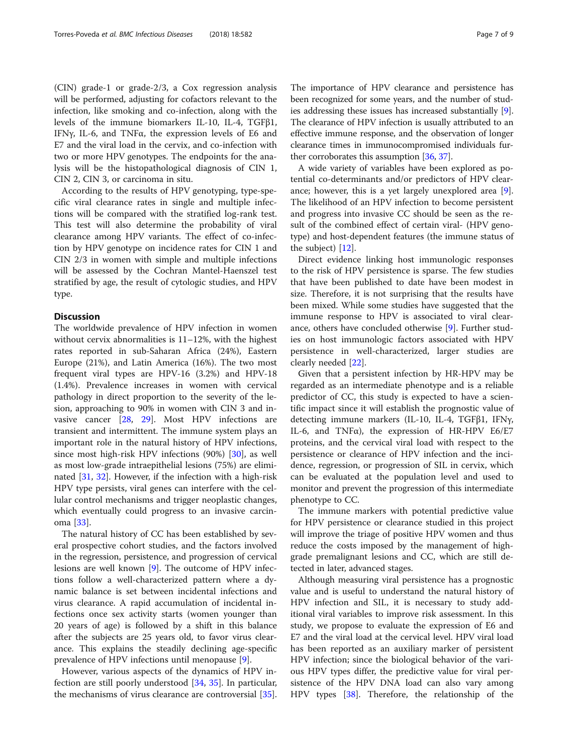(CIN) grade-1 or grade-2/3, a Cox regression analysis will be performed, adjusting for cofactors relevant to the infection, like smoking and co-infection, along with the levels of the immune biomarkers IL-10, IL-4, TGFβ1, IFNγ, IL-6, and TNFα, the expression levels of E6 and E7 and the viral load in the cervix, and co-infection with two or more HPV genotypes. The endpoints for the analysis will be the histopathological diagnosis of CIN 1, CIN 2, CIN 3, or carcinoma in situ.

According to the results of HPV genotyping, type-specific viral clearance rates in single and multiple infections will be compared with the stratified log-rank test. This test will also determine the probability of viral clearance among HPV variants. The effect of co-infection by HPV genotype on incidence rates for CIN 1 and CIN 2/3 in women with simple and multiple infections will be assessed by the Cochran Mantel-Haenszel test stratified by age, the result of cytologic studies, and HPV type.

## Discussion

The worldwide prevalence of HPV infection in women without cervix abnormalities is 11–12%, with the highest rates reported in sub-Saharan Africa (24%), Eastern Europe (21%), and Latin America (16%). The two most frequent viral types are HPV-16 (3.2%) and HPV-18 (1.4%). Prevalence increases in women with cervical pathology in direct proportion to the severity of the lesion, approaching to 90% in women with CIN 3 and invasive cancer [28, 29]. Most HPV infections are transient and intermittent. The immune system plays an important role in the natural history of HPV infections, since most high-risk HPV infections (90%) [30], as well as most low-grade intraepithelial lesions (75%) are eliminated [31, 32]. However, if the infection with a high-risk HPV type persists, viral genes can interfere with the cellular control mechanisms and trigger neoplastic changes, which eventually could progress to an invasive carcinoma [33].

The natural history of CC has been established by several prospective cohort studies, and the factors involved in the regression, persistence, and progression of cervical lesions are well known [9]. The outcome of HPV infections follow a well-characterized pattern where a dynamic balance is set between incidental infections and virus clearance. A rapid accumulation of incidental infections once sex activity starts (women younger than 20 years of age) is followed by a shift in this balance after the subjects are 25 years old, to favor virus clearance. This explains the steadily declining age-specific prevalence of HPV infections until menopause [9].

However, various aspects of the dynamics of HPV infection are still poorly understood [34, 35]. In particular, the mechanisms of virus clearance are controversial [35]. The importance of HPV clearance and persistence has been recognized for some years, and the number of studies addressing these issues has increased substantially [9]. The clearance of HPV infection is usually attributed to an effective immune response, and the observation of longer clearance times in immunocompromised individuals further corroborates this assumption [36, 37].

A wide variety of variables have been explored as potential co-determinants and/or predictors of HPV clearance; however, this is a yet largely unexplored area [9]. The likelihood of an HPV infection to become persistent and progress into invasive CC should be seen as the result of the combined effect of certain viral- (HPV genotype) and host-dependent features (the immune status of the subject) [12].

Direct evidence linking host immunologic responses to the risk of HPV persistence is sparse. The few studies that have been published to date have been modest in size. Therefore, it is not surprising that the results have been mixed. While some studies have suggested that the immune response to HPV is associated to viral clearance, others have concluded otherwise [9]. Further studies on host immunologic factors associated with HPV persistence in well-characterized, larger studies are clearly needed [22].

Given that a persistent infection by HR-HPV may be regarded as an intermediate phenotype and is a reliable predictor of CC, this study is expected to have a scientific impact since it will establish the prognostic value of detecting immune markers (IL-10, IL-4, TGFβ1, IFNγ, IL-6, and TNFα), the expression of HR-HPV E6/E7 proteins, and the cervical viral load with respect to the persistence or clearance of HPV infection and the incidence, regression, or progression of SIL in cervix, which can be evaluated at the population level and used to monitor and prevent the progression of this intermediate phenotype to CC.

The immune markers with potential predictive value for HPV persistence or clearance studied in this project will improve the triage of positive HPV women and thus reduce the costs imposed by the management of high-grade premalignant lesions and CC, which are still detected in later, advanced stages.

Although measuring viral persistence has a prognostic value and is useful to understand the natural history of HPV infection and SIL, it is necessary to study additional viral variables to improve risk assessment. In this study, we propose to evaluate the expression of E6 and E7 and the viral load at the cervical level. HPV viral load has been reported as an auxiliary marker of persistent HPV infection; since the biological behavior of the various HPV types differ, the predictive value for viral persistence of the HPV DNA load can also vary among HPV types [38]. Therefore, the relationship of the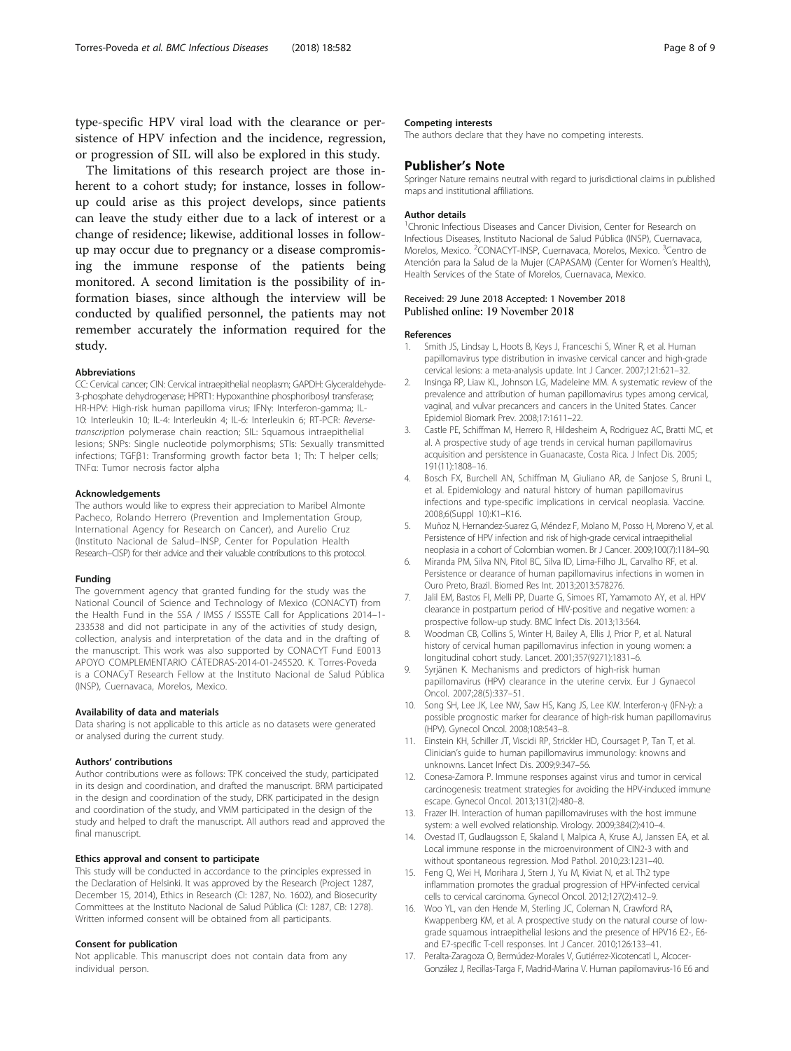type-specific HPV viral load with the clearance or persistence of HPV infection and the incidence, regression, or progression of SIL will also be explored in this study.

The limitations of this research project are those inherent to a cohort study; for instance, losses in follow-up could arise as this project develops, since patients can leave the study either due to a lack of interest or a change of residence; likewise, additional losses in follow-up may occur due to pregnancy or a disease compromising the immune response of the patients being monitored. A second limitation is the possibility of information biases, since although the interview will be conducted by qualified personnel, the patients may not remember accurately the information required for the study.

#### Abbreviations

CC: Cervical cancer; CIN: Cervical intraepithelial neoplasm; GAPDH: Glyceraldehyde-3-phosphate dehydrogenase; HPRT1: Hypoxanthine phosphoribosyl transferase; HR-HPV: High-risk human papilloma virus; IFNγ: Interferon-gamma; IL-10: Interleukin 10; IL-4: Interleukin 4; IL-6: Interleukin 6; RT-PCR: *Reverse-transcription* polymerase chain reaction; SIL: Squamous intraepithelial lesions; SNPs: Single nucleotide polymorphisms; STIs: Sexually transmitted infections; TGFβ1: Transforming growth factor beta 1; Th: T helper cells; TNFα: Tumor necrosis factor alpha

#### Acknowledgements

The authors would like to express their appreciation to Maribel Almonte Pacheco, Rolando Herrero (Prevention and Implementation Group, International Agency for Research on Cancer), and Aurelio Cruz (Instituto Nacional de Salud–INSP, Center for Population Health Research–CISP) for their advice and their valuable contributions to this protocol.

#### Funding

The government agency that granted funding for the study was the National Council of Science and Technology of Mexico (CONACYT) from the Health Fund in the SSA / IMSS / ISSSTE Call for Applications 2014–1-233538 and did not participate in any of the activities of study design, collection, analysis and interpretation of the data and in the drafting of the manuscript. This work was also supported by CONACYT Fund E0013 APOYO COMPLEMENTARIO CÁTEDRAS-2014-01-245520. K. Torres-Poveda is a CONACyT Research Fellow at the Instituto Nacional de Salud Pública (INSP), Cuernavaca, Morelos, Mexico.

#### Availability of data and materials

Data sharing is not applicable to this article as no datasets were generated or analysed during the current study.

#### Authors' contributions

Author contributions were as follows: TPK conceived the study, participated in its design and coordination, and drafted the manuscript. BRM participated in the design and coordination of the study, DRK participated in the design and coordination of the study, and VMM participated in the design of the study and helped to draft the manuscript. All authors read and approved the final manuscript.

#### Ethics approval and consent to participate

This study will be conducted in accordance to the principles expressed in the Declaration of Helsinki. It was approved by the Research (Project 1287, December 15, 2014), Ethics in Research (CI: 1287, No. 1602), and Biosecurity Committees at the Instituto Nacional de Salud Pública (CI: 1287, CB: 1278). Written informed consent will be obtained from all participants.

#### Consent for publication

Not applicable. This manuscript does not contain data from any individual person.

#### Competing interests

The authors declare that they have no competing interests.

## Publisher's Note

Springer Nature remains neutral with regard to jurisdictional claims in published maps and institutional affiliations.

#### Author details

[1]Chronic Infectious Diseases and Cancer Division, Center for Research on Infectious Diseases, Instituto Nacional de Salud Pública (INSP), Cuernavaca, Morelos, Mexico. [2]CONACYT-INSP, Cuernavaca, Morelos, Mexico. [3]Centro de Atención para la Salud de la Mujer (CAPASAM) (Center for Women's Health), Health Services of the State of Morelos, Cuernavaca, Mexico.

Received: 29 June 2018 Accepted: 1 November 2018
Published online: 19 November 2018

#### References

1. Smith JS, Lindsay L, Hoots B, Keys J, Franceschi S, Winer R, et al. Human papillomavirus type distribution in invasive cervical cancer and high-grade cervical lesions: a meta-analysis update. Int J Cancer. 2007;121:621–32.
2. Insinga RP, Liaw KL, Johnson LG, Madeleine MM. A systematic review of the prevalence and attribution of human papillomavirus types among cervical, vaginal, and vulvar precancers and cancers in the United States. Cancer Epidemiol Biomark Prev. 2008;17:1611–22.
3. Castle PE, Schiffman M, Herrero R, Hildesheim A, Rodriguez AC, Bratti MC, et al. A prospective study of age trends in cervical human papillomavirus acquisition and persistence in Guanacaste, Costa Rica. J Infect Dis. 2005; 191(11):1808–16.
4. Bosch FX, Burchell AN, Schiffman M, Giuliano AR, de Sanjose S, Bruni L, et al. Epidemiology and natural history of human papillomavirus infections and type-specific implications in cervical neoplasia. Vaccine. 2008;6(Suppl 10):K1–K16.
5. Muñoz N, Hernandez-Suarez G, Méndez F, Molano M, Posso H, Moreno V, et al. Persistence of HPV infection and risk of high-grade cervical intraepithelial neoplasia in a cohort of Colombian women. Br J Cancer. 2009;100(7):1184–90.
6. Miranda PM, Silva NN, Pitol BC, Silva ID, Lima-Filho JL, Carvalho RF, et al. Persistence or clearance of human papillomavirus infections in women in Ouro Preto, Brazil. Biomed Res Int. 2013;2013:578276.
7. Jalil EM, Bastos FI, Melli PP, Duarte G, Simoes RT, Yamamoto AY, et al. HPV clearance in postpartum period of HIV-positive and negative women: a prospective follow-up study. BMC Infect Dis. 2013;13:564.
8. Woodman CB, Collins S, Winter H, Bailey A, Ellis J, Prior P, et al. Natural history of cervical human papillomavirus infection in young women: a longitudinal cohort study. Lancet. 2001;357(9271):1831–6.
9. Syrjänen K. Mechanisms and predictors of high-risk human papillomavirus (HPV) clearance in the uterine cervix. Eur J Gynaecol Oncol. 2007;28(5):337–51.
10. Song SH, Lee JK, Lee NW, Saw HS, Kang JS, Lee KW. Interferon-γ (IFN-γ): a possible prognostic marker for clearance of high-risk human papillomavirus (HPV). Gynecol Oncol. 2008;108:543–8.
11. Einstein KH, Schiller JT, Viscidi RP, Strickler HD, Coursaget P, Tan T, et al. Clinician's guide to human papillomavirus immunology: knowns and unknowns. Lancet Infect Dis. 2009;9:347–56.
12. Conesa-Zamora P. Immune responses against virus and tumor in cervical carcinogenesis: treatment strategies for avoiding the HPV-induced immune escape. Gynecol Oncol. 2013;131(2):480–8.
13. Frazer IH. Interaction of human papillomaviruses with the host immune system: a well evolved relationship. Virology. 2009;384(2):410–4.
14. Ovestad IT, Gudlaugsson E, Skaland I, Malpica A, Kruse AJ, Janssen EA, et al. Local immune response in the microenvironment of CIN2-3 with and without spontaneous regression. Mod Pathol. 2010;23:1231–40.
15. Feng Q, Wei H, Morihara J, Stern J, Yu M, Kiviat N, et al. Th2 type inflammation promotes the gradual progression of HPV-infected cervical cells to cervical carcinoma. Gynecol Oncol. 2012;127(2):412–9.
16. Woo YL, van den Hende M, Sterling JC, Coleman N, Crawford RA, Kwappenberg KM, et al. A prospective study on the natural course of low-grade squamous intraepithelial lesions and the presence of HPV16 E2-, E6- and E7-specific T-cell responses. Int J Cancer. 2010;126:133–41.
17. Peralta-Zaragoza O, Bermúdez-Morales V, Gutiérrez-Xicotencatl L, Alcocer-González J, Recillas-Targa F, Madrid-Marina V. Human papilomavirus-16 E6 and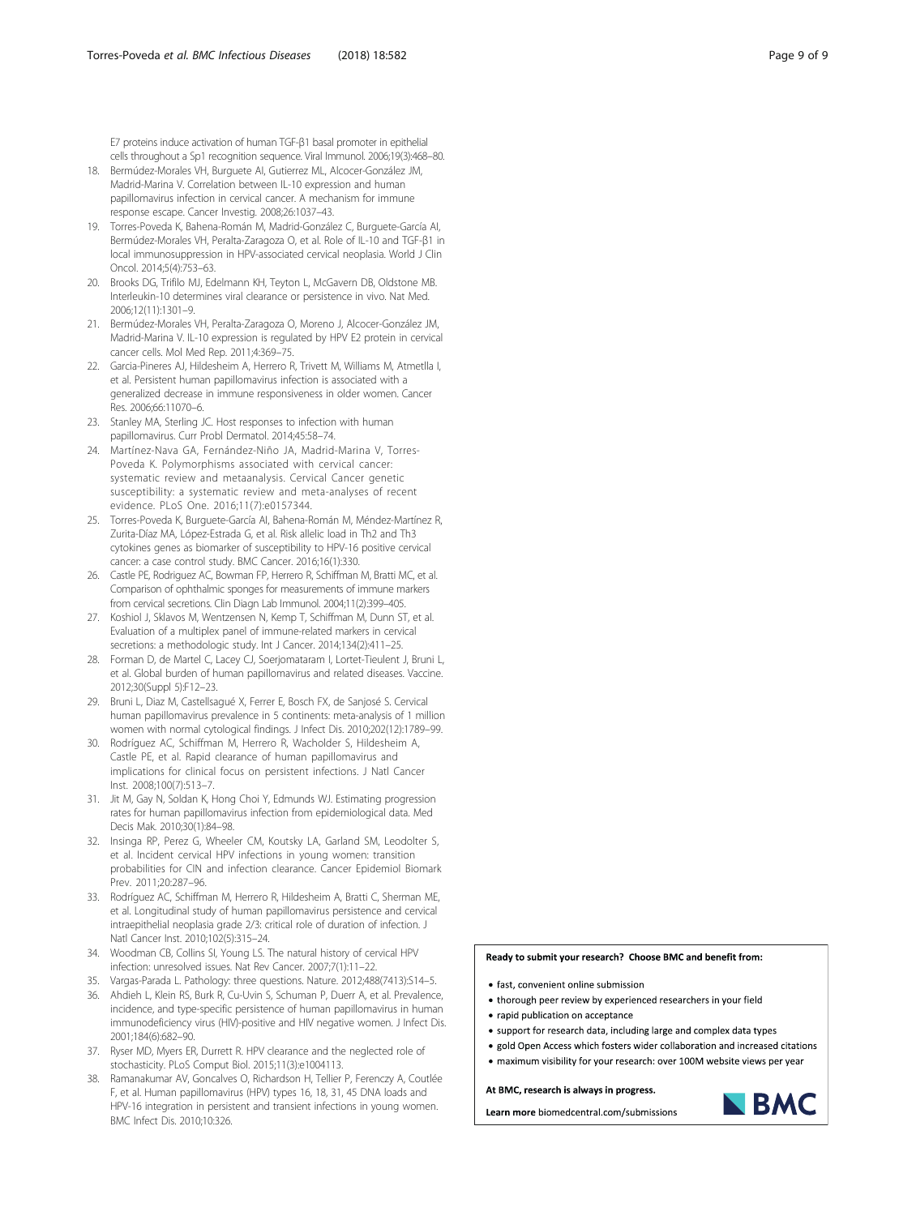E7 proteins induce activation of human TGF-β1 basal promoter in epithelial cells throughout a Sp1 recognition sequence. Viral Immunol. 2006;19(3):468–80.

18. Bermúdez-Morales VH, Burguete AI, Gutierrez ML, Alcocer-González JM, Madrid-Marina V. Correlation between IL-10 expression and human papillomavirus infection in cervical cancer. A mechanism for immune response escape. Cancer Investig. 2008;26:1037–43.
19. Torres-Poveda K, Bahena-Román M, Madrid-González C, Burguete-García AI, Bermúdez-Morales VH, Peralta-Zaragoza O, et al. Role of IL-10 and TGF-β1 in local immunosuppression in HPV-associated cervical neoplasia. World J Clin Oncol. 2014;5(4):753–63.
20. Brooks DG, Trifilo MJ, Edelmann KH, Teyton L, McGavern DB, Oldstone MB. Interleukin-10 determines viral clearance or persistence in vivo. Nat Med. 2006;12(11):1301–9.
21. Bermúdez-Morales VH, Peralta-Zaragoza O, Moreno J, Alcocer-González JM, Madrid-Marina V. IL-10 expression is regulated by HPV E2 protein in cervical cancer cells. Mol Med Rep. 2011;4:369–75.
22. Garcia-Pineres AJ, Hildesheim A, Herrero R, Trivett M, Williams M, Atmetlla I, et al. Persistent human papillomavirus infection is associated with a generalized decrease in immune responsiveness in older women. Cancer Res. 2006;66:11070–6.
23. Stanley MA, Sterling JC. Host responses to infection with human papillomavirus. Curr Probl Dermatol. 2014;45:58–74.
24. Martínez-Nava GA, Fernández-Niño JA, Madrid-Marina V, Torres-Poveda K. Polymorphisms associated with cervical cancer: systematic review and metaanalysis. Cervical Cancer genetic susceptibility: a systematic review and meta-analyses of recent evidence. PLoS One. 2016;11(7):e0157344.
25. Torres-Poveda K, Burguete-García AI, Bahena-Román M, Méndez-Martínez R, Zurita-Díaz MA, López-Estrada G, et al. Risk allelic load in Th2 and Th3 cytokines genes as biomarker of susceptibility to HPV-16 positive cervical cancer: a case control study. BMC Cancer. 2016;16(1):330.
26. Castle PE, Rodriguez AC, Bowman FP, Herrero R, Schiffman M, Bratti MC, et al. Comparison of ophthalmic sponges for measurements of immune markers from cervical secretions. Clin Diagn Lab Immunol. 2004;11(2):399–405.
27. Koshiol J, Sklavos M, Wentzensen N, Kemp T, Schiffman M, Dunn ST, et al. Evaluation of a multiplex panel of immune-related markers in cervical secretions: a methodologic study. Int J Cancer. 2014;134(2):411–25.
28. Forman D, de Martel C, Lacey CJ, Soerjomataram I, Lortet-Tieulent J, Bruni L, et al. Global burden of human papillomavirus and related diseases. Vaccine. 2012;30(Suppl 5):F12–23.
29. Bruni L, Diaz M, Castellsagué X, Ferrer E, Bosch FX, de Sanjosé S. Cervical human papillomavirus prevalence in 5 continents: meta-analysis of 1 million women with normal cytological findings. J Infect Dis. 2010;202(12):1789–99.
30. Rodríguez AC, Schiffman M, Herrero R, Wacholder S, Hildesheim A, Castle PE, et al. Rapid clearance of human papillomavirus and implications for clinical focus on persistent infections. J Natl Cancer Inst. 2008;100(7):513–7.
31. Jit M, Gay N, Soldan K, Hong Choi Y, Edmunds WJ. Estimating progression rates for human papillomavirus infection from epidemiological data. Med Decis Mak. 2010;30(1):84–98.
32. Insinga RP, Perez G, Wheeler CM, Koutsky LA, Garland SM, Leodolter S, et al. Incident cervical HPV infections in young women: transition probabilities for CIN and infection clearance. Cancer Epidemiol Biomark Prev. 2011;20:287–96.
33. Rodríguez AC, Schiffman M, Herrero R, Hildesheim A, Bratti C, Sherman ME, et al. Longitudinal study of human papillomavirus persistence and cervical intraepithelial neoplasia grade 2/3: critical role of duration of infection. J Natl Cancer Inst. 2010;102(5):315–24.
34. Woodman CB, Collins SI, Young LS. The natural history of cervical HPV infection: unresolved issues. Nat Rev Cancer. 2007;7(1):11–22.
35. Vargas-Parada L. Pathology: three questions. Nature. 2012;488(7413):S14–5.
36. Ahdieh L, Klein RS, Burk R, Cu-Uvin S, Schuman P, Duerr A, et al. Prevalence, incidence, and type-specific persistence of human papillomavirus in human immunodeficiency virus (HIV)-positive and HIV negative women. J Infect Dis. 2001;184(6):682–90.
37. Ryser MD, Myers ER, Durrett R. HPV clearance and the neglected role of stochasticity. PLoS Comput Biol. 2015;11(3):e1004113.
38. Ramanakumar AV, Goncalves O, Richardson H, Tellier P, Ferenczy A, Coutlée F, et al. Human papillomavirus (HPV) types 16, 18, 31, 45 DNA loads and HPV-16 integration in persistent and transient infections in young women. BMC Infect Dis. 2010;10:326.

**Ready to submit your research? Choose BMC and benefit from:**

- fast, convenient online submission
- thorough peer review by experienced researchers in your field
- rapid publication on acceptance
- support for research data, including large and complex data types
- gold Open Access which fosters wider collaboration and increased citations
- maximum visibility for your research: over 100M website views per year

**At BMC, research is always in progress.**

**Learn more** biomedcentral.com/submissions

BMC